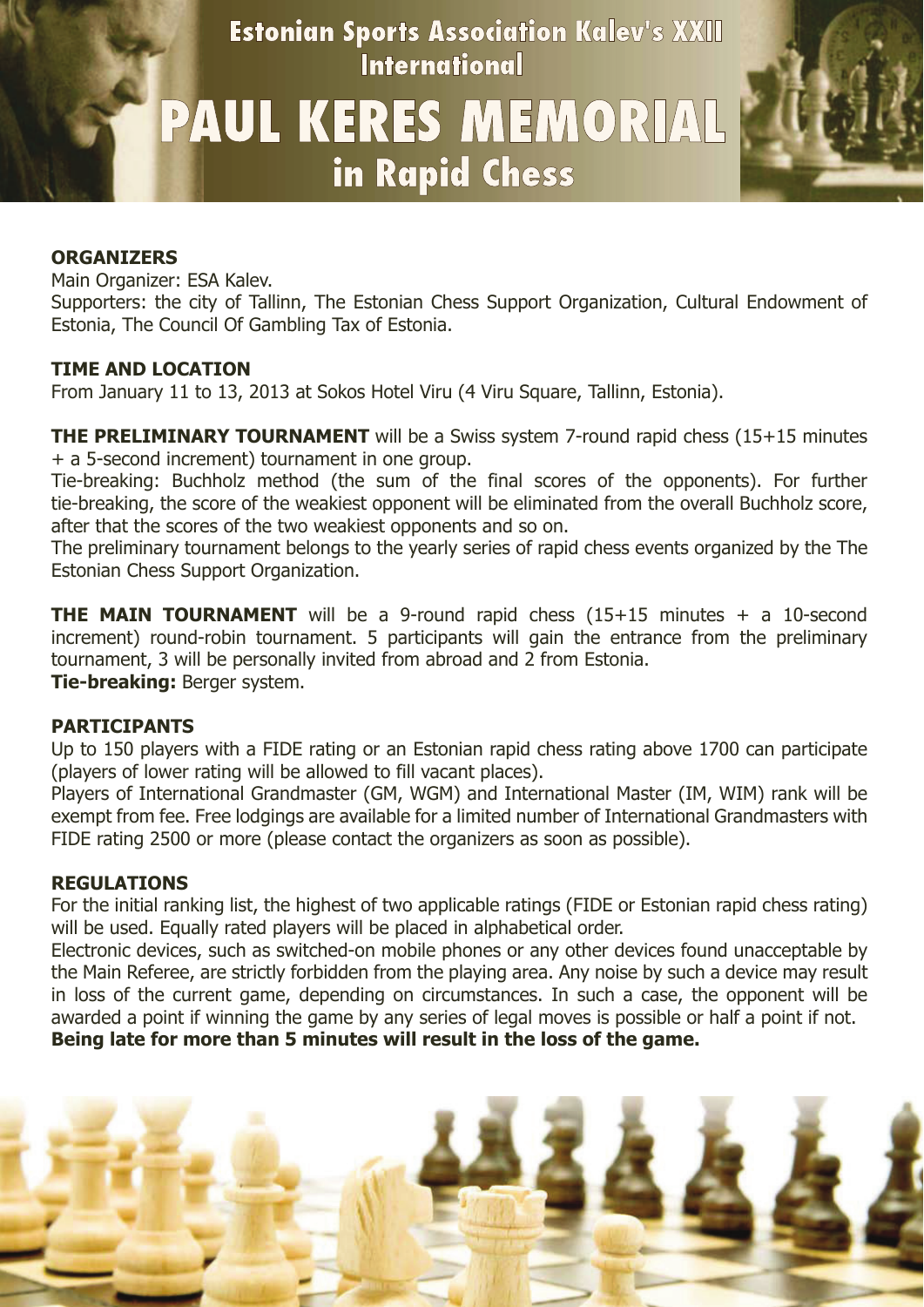# Estonian Sports Association Kalev's XXII International

# PAUL KERES MEMORIAL in Rapid Chess

**ORGANIZERS**

Main Organizer: ESA Kalev.

Supporters: the city of Tallinn, The Estonian Chess Support Organization, Cultural Endowment of Estonia, The Council Of Gambling Tax of Estonia.

**TIME AND LOCATION**

From January 11 to 13, 2013 at Sokos Hotel Viru (4 Viru Square, Tallinn, Estonia).

**THE PRELIMINARY TOURNAMENT** will be a Swiss system 7-round rapid chess (15+15 minutes + a 5-second increment) tournament in one group.

Tie-breaking: Buchholz method (the sum of the final scores of the opponents). For further tie-breaking, the score of the weakiest opponent will be eliminated from the overall Buchholz score, after that the scores of the two weakiest opponents and so on.

The preliminary tournament belongs to the yearly series of rapid chess events organized by the The Estonian Chess Support Organization.

**THE MAIN TOURNAMENT** will be a 9-round rapid chess (15+15 minutes + a 10-second increment) round-robin tournament. 5 participants will gain the entrance from the preliminary tournament, 3 will be personally invited from abroad and 2 from Estonia.

**Tie-breaking:** Berger system.

**PARTICIPANTS**

Up to 150 players with a FIDE rating or an Estonian rapid chess rating above 1700 can participate (players of lower rating will be allowed to fill vacant places).

Players of International Grandmaster (GM, WGM) and International Master (IM, WIM) rank will be exempt from fee. Free lodgings are available for a limited number of International Grandmasters with FIDE rating 2500 or more (please contact the organizers as soon as possible).

**REGULATIONS**

For the initial ranking list, the highest of two applicable ratings (FIDE or Estonian rapid chess rating) will be used. Equally rated players will be placed in alphabetical order.

Electronic devices, such as switched-on mobile phones or any other devices found unacceptable by the Main Referee, are strictly forbidden from the playing area. Any noise by such a device may result in loss of the current game, depending on circumstances. In such a case, the opponent will be awarded a point if winning the game by any series of legal moves is possible or half a point if not.

**Being late for more than 5 minutes will result in the loss of the game.**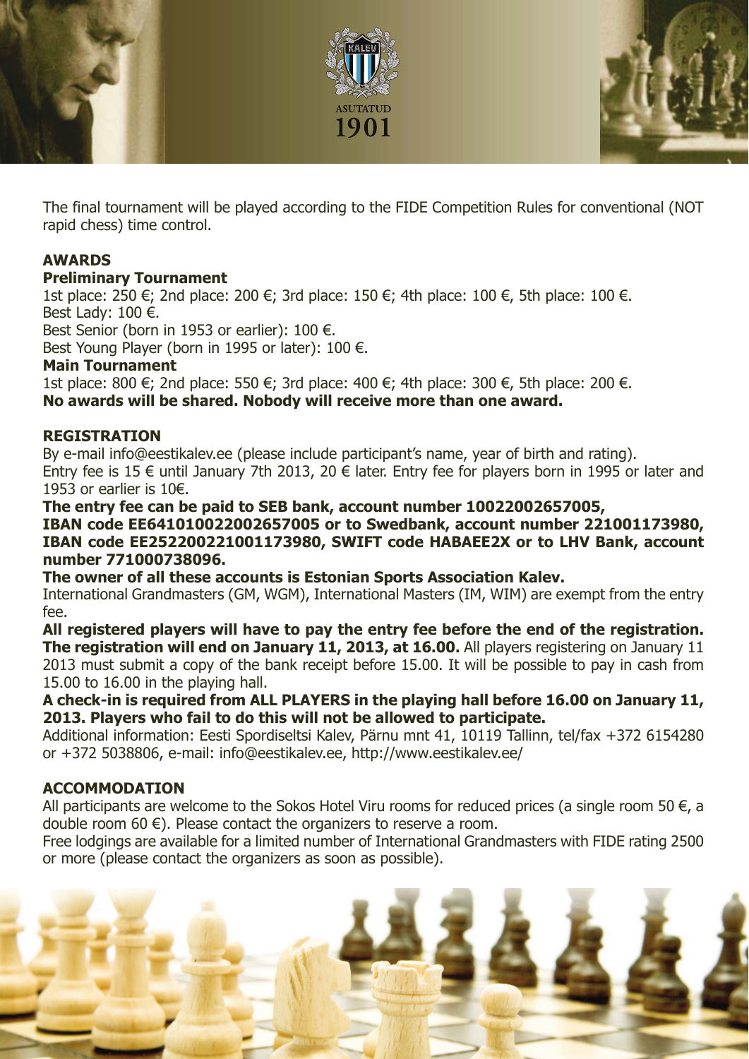The final tournament will be played according to the FIDE Competition Rules for conventional (NOT rapid chess) time control.

## AWARDS

### Preliminary Tournament

1st place: 250 €; 2nd place: 200 €; 3rd place: 150 €; 4th place: 100 €, 5th place: 100 €.
Best Lady: 100 €.
Best Senior (born in 1953 or earlier): 100 €.
Best Young Player (born in 1995 or later): 100 €.

### Main Tournament

1st place: 800 €; 2nd place: 550 €; 3rd place: 400 €; 4th place: 300 €, 5th place: 200 €.
**No awards will be shared. Nobody will receive more than one award.**

## REGISTRATION

By e-mail info@eestikalev.ee (please include participant's name, year of birth and rating).
Entry fee is 15 € until January 7th 2013, 20 € later. Entry fee for players born in 1995 or later and 1953 or earlier is 10€.

**The entry fee can be paid to SEB bank, account number 10022002657005, IBAN code EE641010022002657005 or to Swedbank, account number 221001173980, IBAN code EE252200221001173980, SWIFT code HABAEE2X or to LHV Bank, account number 771000738096.**

**The owner of all these accounts is Estonian Sports Association Kalev.**

International Grandmasters (GM, WGM), International Masters (IM, WIM) are exempt from the entry fee.

**All registered players will have to pay the entry fee before the end of the registration. The registration will end on January 11, 2013, at 16.00.** All players registering on January 11 2013 must submit a copy of the bank receipt before 15.00. It will be possible to pay in cash from 15.00 to 16.00 in the playing hall.

**A check-in is required from ALL PLAYERS in the playing hall before 16.00 on January 11, 2013. Players who fail to do this will not be allowed to participate.**

Additional information: Eesti Spordiseltsi Kalev, Pärnu mnt 41, 10119 Tallinn, tel/fax +372 6154280 or +372 5038806, e-mail: info@eestikalev.ee, http://www.eestikalev.ee/

## ACCOMMODATION

All participants are welcome to the Sokos Hotel Viru rooms for reduced prices (a single room 50 €, a double room 60 €). Please contact the organizers to reserve a room.

Free lodgings are available for a limited number of International Grandmasters with FIDE rating 2500 or more (please contact the organizers as soon as possible).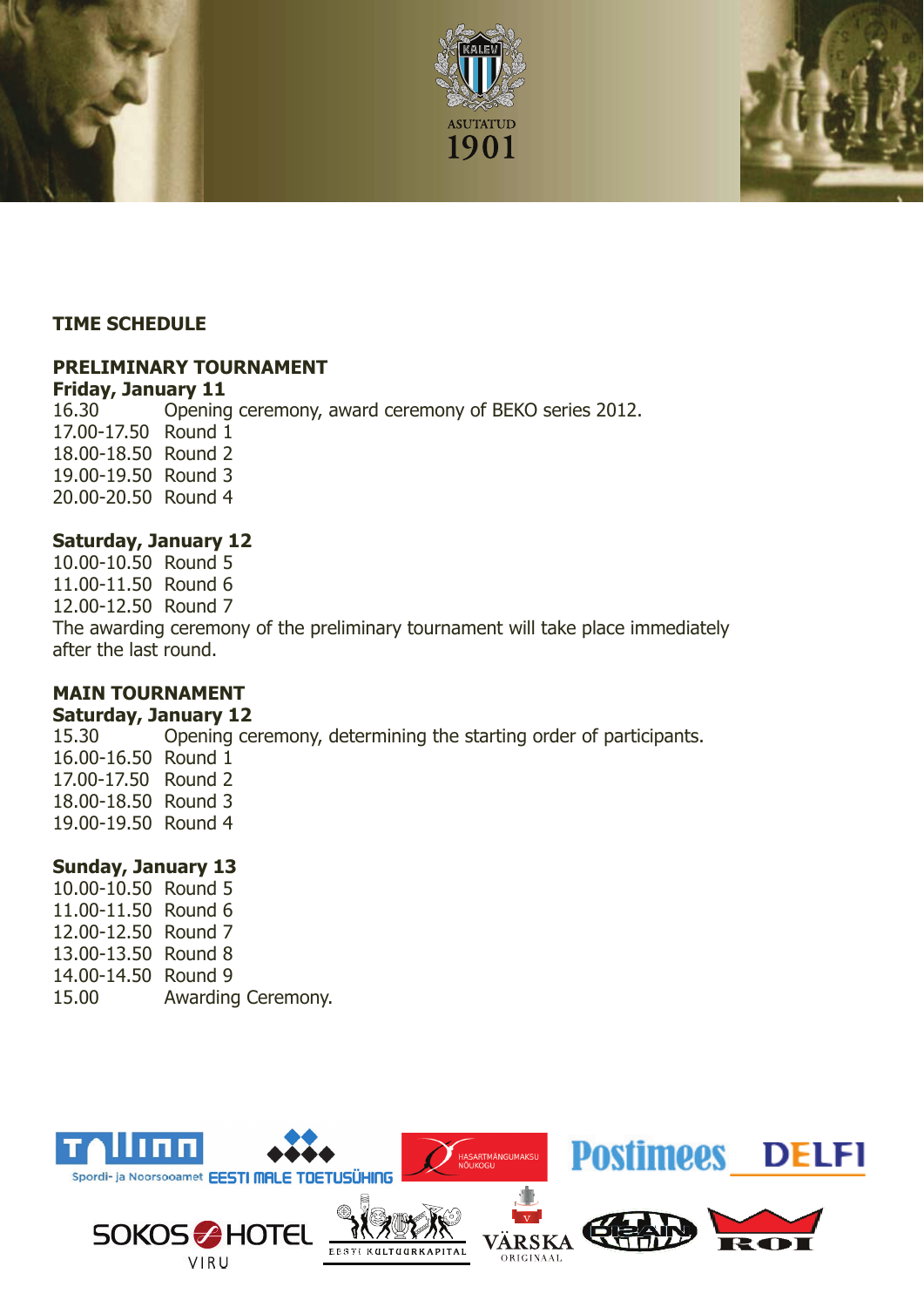**TIME SCHEDULE**

**PRELIMINARY TOURNAMENT**

**Friday, January 11**

16.30 Opening ceremony, award ceremony of BEKO series 2012.
17.00-17.50 Round 1
18.00-18.50 Round 2
19.00-19.50 Round 3
20.00-20.50 Round 4

**Saturday, January 12**

10.00-10.50 Round 5
11.00-11.50 Round 6
12.00-12.50 Round 7
The awarding ceremony of the preliminary tournament will take place immediately after the last round.

**MAIN TOURNAMENT**

**Saturday, January 12**

15.30 Opening ceremony, determining the starting order of participants.
16.00-16.50 Round 1
17.00-17.50 Round 2
18.00-18.50 Round 3
19.00-19.50 Round 4

**Sunday, January 13**

10.00-10.50 Round 5
11.00-11.50 Round 6
12.00-12.50 Round 7
13.00-13.50 Round 8
14.00-14.50 Round 9
15.00 Awarding Ceremony.